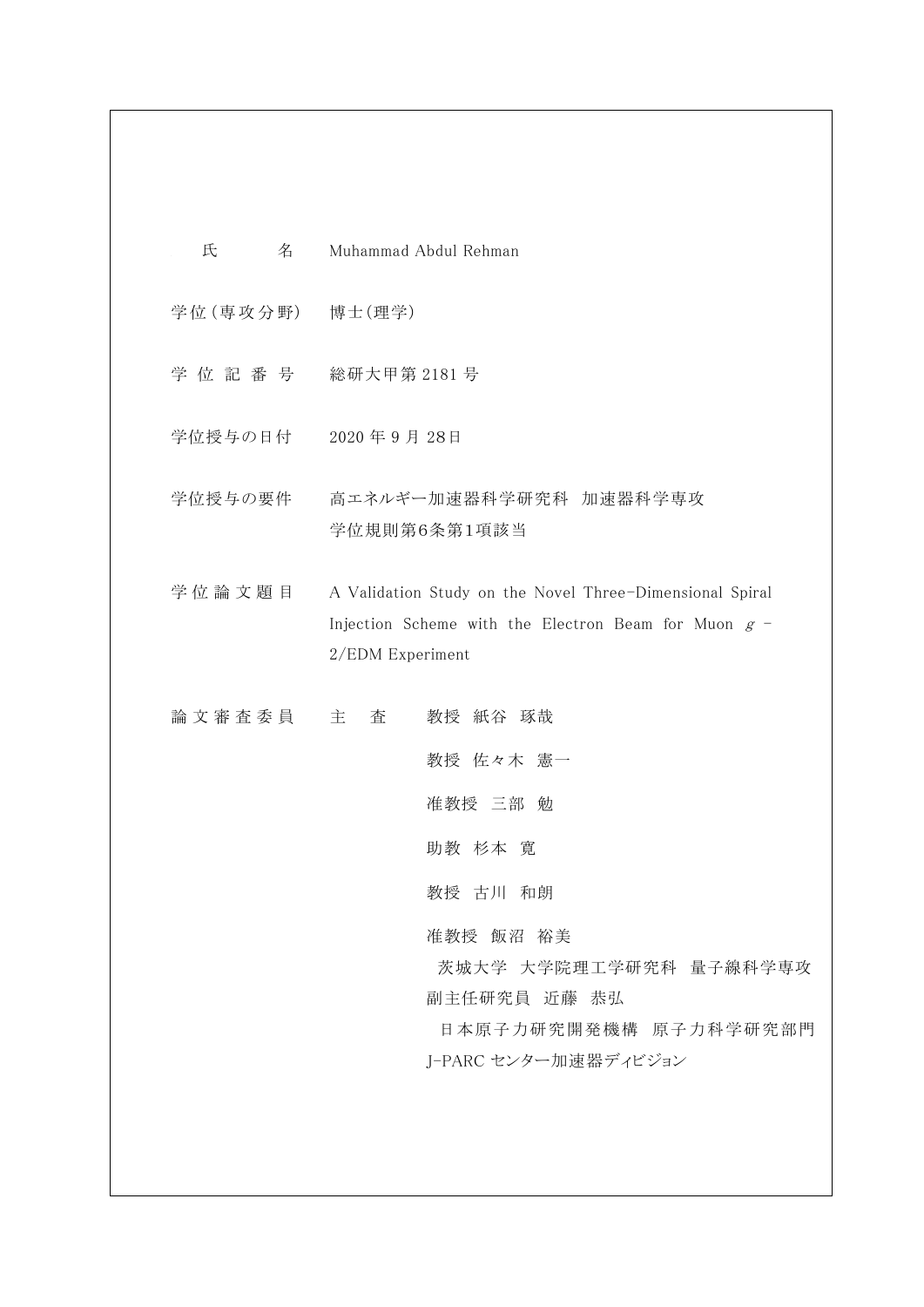| | |
|---|---|
| 氏　　名 | Muhammad Abdul Rehman |
| 学位（専攻分野） | 博士（理学） |
| 学位記番号 | 総研大甲第 2181 号 |
| 学位授与の日付 | 2020 年 9 月 28日 |
| 学位授与の要件 | 高エネルギー加速器科学研究科　加速器科学専攻<br>学位規則第6条第1項該当 |
| 学位論文題目 | A Validation Study on the Novel Three-Dimensional Spiral Injection Scheme with the Electron Beam for Muon $g$ - 2/EDM Experiment |
| 論文審査委員 | 主　査　　教授　紙谷　琢哉<br>教授　佐々木　憲一<br>准教授　三部　勉<br>助教　杉本　寛<br>教授　古川　和朗<br>准教授　飯沼　裕美<br>茨城大学　大学院理工学研究科　量子線科学専攻<br>副主任研究員　近藤　恭弘<br>日本原子力研究開発機構　原子力科学研究部門<br>J-PARC センター加速器ディビジョン |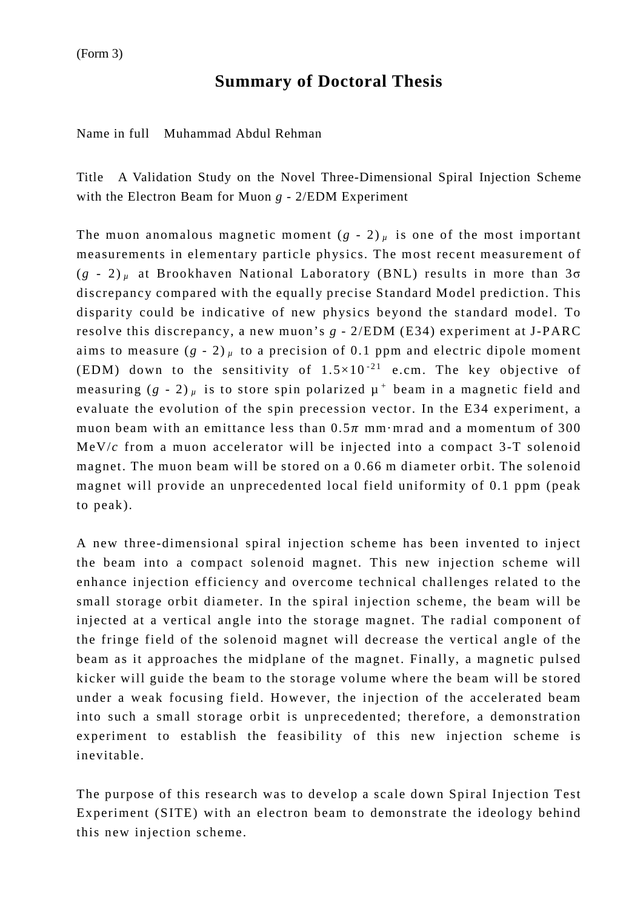(Form 3)

# Summary of Doctoral Thesis

Name in full Muhammad Abdul Rehman

Title A Validation Study on the Novel Three-Dimensional Spiral Injection Scheme with the Electron Beam for Muon $g$ - 2/EDM Experiment

The muon anomalous magnetic moment $(g - 2)_\mu$ is one of the most important measurements in elementary particle physics. The most recent measurement of $(g - 2)_\mu$ at Brookhaven National Laboratory (BNL) results in more than 3σ discrepancy compared with the equally precise Standard Model prediction. This disparity could be indicative of new physics beyond the standard model. To resolve this discrepancy, a new muon's $g$ - 2/EDM (E34) experiment at J-PARC aims to measure $(g - 2)_\mu$ to a precision of 0.1 ppm and electric dipole moment (EDM) down to the sensitivity of $1.5\times10^{-21}$ e.cm. The key objective of measuring $(g - 2)_\mu$ is to store spin polarized $\mu^+$ beam in a magnetic field and evaluate the evolution of the spin precession vector. In the E34 experiment, a muon beam with an emittance less than $0.5\pi$ mm·mrad and a momentum of 300 MeV/$c$ from a muon accelerator will be injected into a compact 3-T solenoid magnet. The muon beam will be stored on a 0.66 m diameter orbit. The solenoid magnet will provide an unprecedented local field uniformity of 0.1 ppm (peak to peak).

A new three-dimensional spiral injection scheme has been invented to inject the beam into a compact solenoid magnet. This new injection scheme will enhance injection efficiency and overcome technical challenges related to the small storage orbit diameter. In the spiral injection scheme, the beam will be injected at a vertical angle into the storage magnet. The radial component of the fringe field of the solenoid magnet will decrease the vertical angle of the beam as it approaches the midplane of the magnet. Finally, a magnetic pulsed kicker will guide the beam to the storage volume where the beam will be stored under a weak focusing field. However, the injection of the accelerated beam into such a small storage orbit is unprecedented; therefore, a demonstration experiment to establish the feasibility of this new injection scheme is inevitable.

The purpose of this research was to develop a scale down Spiral Injection Test Experiment (SITE) with an electron beam to demonstrate the ideology behind this new injection scheme.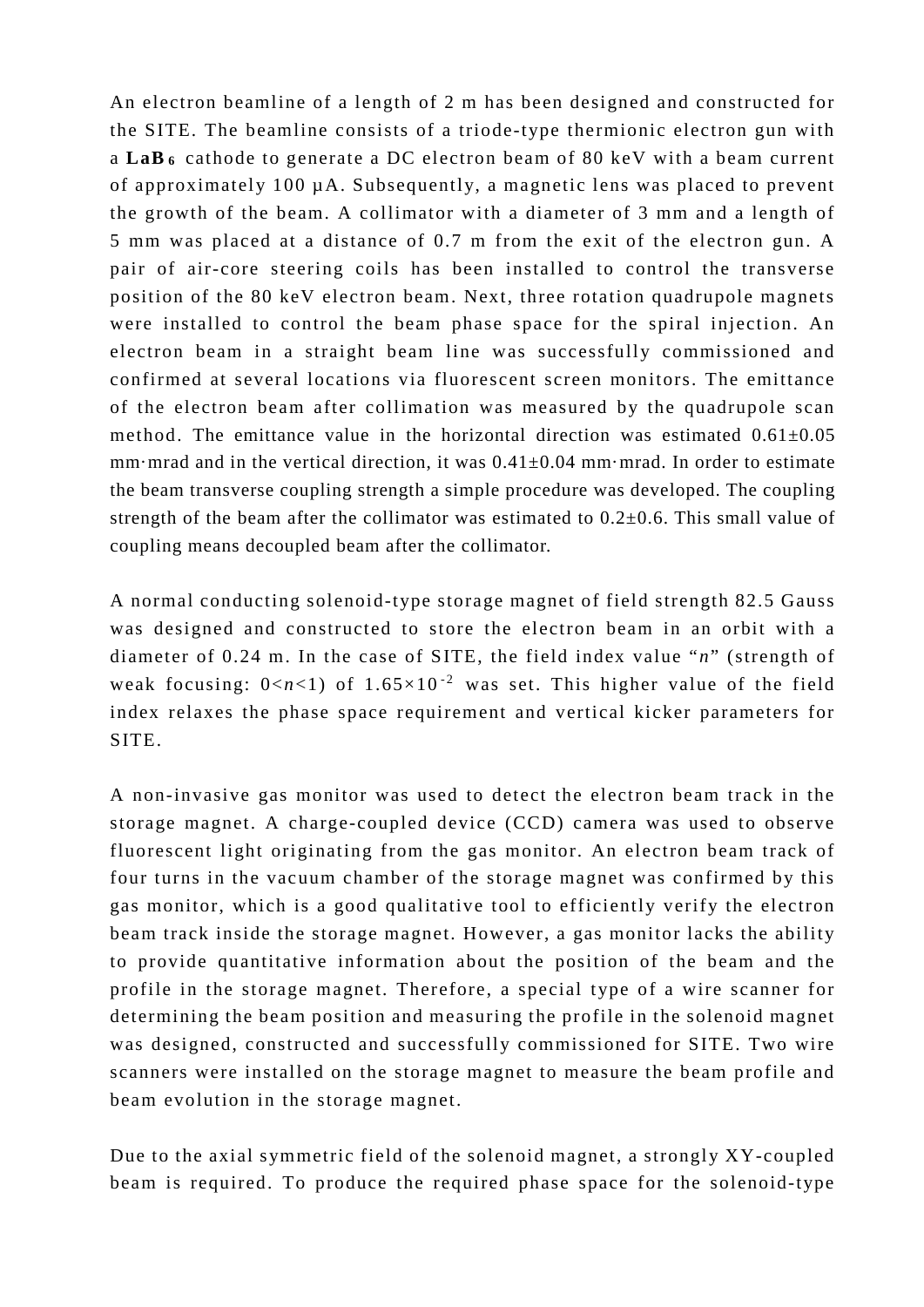An electron beamline of a length of 2 m has been designed and constructed for the SITE. The beamline consists of a triode-type thermionic electron gun with a **$LaB_6$** cathode to generate a DC electron beam of 80 keV with a beam current of approximately 100 μA. Subsequently, a magnetic lens was placed to prevent the growth of the beam. A collimator with a diameter of 3 mm and a length of 5 mm was placed at a distance of 0.7 m from the exit of the electron gun. A pair of air-core steering coils has been installed to control the transverse position of the 80 keV electron beam. Next, three rotation quadrupole magnets were installed to control the beam phase space for the spiral injection. An electron beam in a straight beam line was successfully commissioned and confirmed at several locations via fluorescent screen monitors. The emittance of the electron beam after collimation was measured by the quadrupole scan method. The emittance value in the horizontal direction was estimated 0.61±0.05 mm·mrad and in the vertical direction, it was 0.41±0.04 mm·mrad. In order to estimate the beam transverse coupling strength a simple procedure was developed. The coupling strength of the beam after the collimator was estimated to 0.2±0.6. This small value of coupling means decoupled beam after the collimator.

A normal conducting solenoid-type storage magnet of field strength 82.5 Gauss was designed and constructed to store the electron beam in an orbit with a diameter of 0.24 m. In the case of SITE, the field index value "$n$" (strength of weak focusing: $0<n<1$) of $1.65\times10^{-2}$ was set. This higher value of the field index relaxes the phase space requirement and vertical kicker parameters for SITE.

A non-invasive gas monitor was used to detect the electron beam track in the storage magnet. A charge-coupled device (CCD) camera was used to observe fluorescent light originating from the gas monitor. An electron beam track of four turns in the vacuum chamber of the storage magnet was confirmed by this gas monitor, which is a good qualitative tool to efficiently verify the electron beam track inside the storage magnet. However, a gas monitor lacks the ability to provide quantitative information about the position of the beam and the profile in the storage magnet. Therefore, a special type of a wire scanner for determining the beam position and measuring the profile in the solenoid magnet was designed, constructed and successfully commissioned for SITE. Two wire scanners were installed on the storage magnet to measure the beam profile and beam evolution in the storage magnet.

Due to the axial symmetric field of the solenoid magnet, a strongly XY-coupled beam is required. To produce the required phase space for the solenoid-type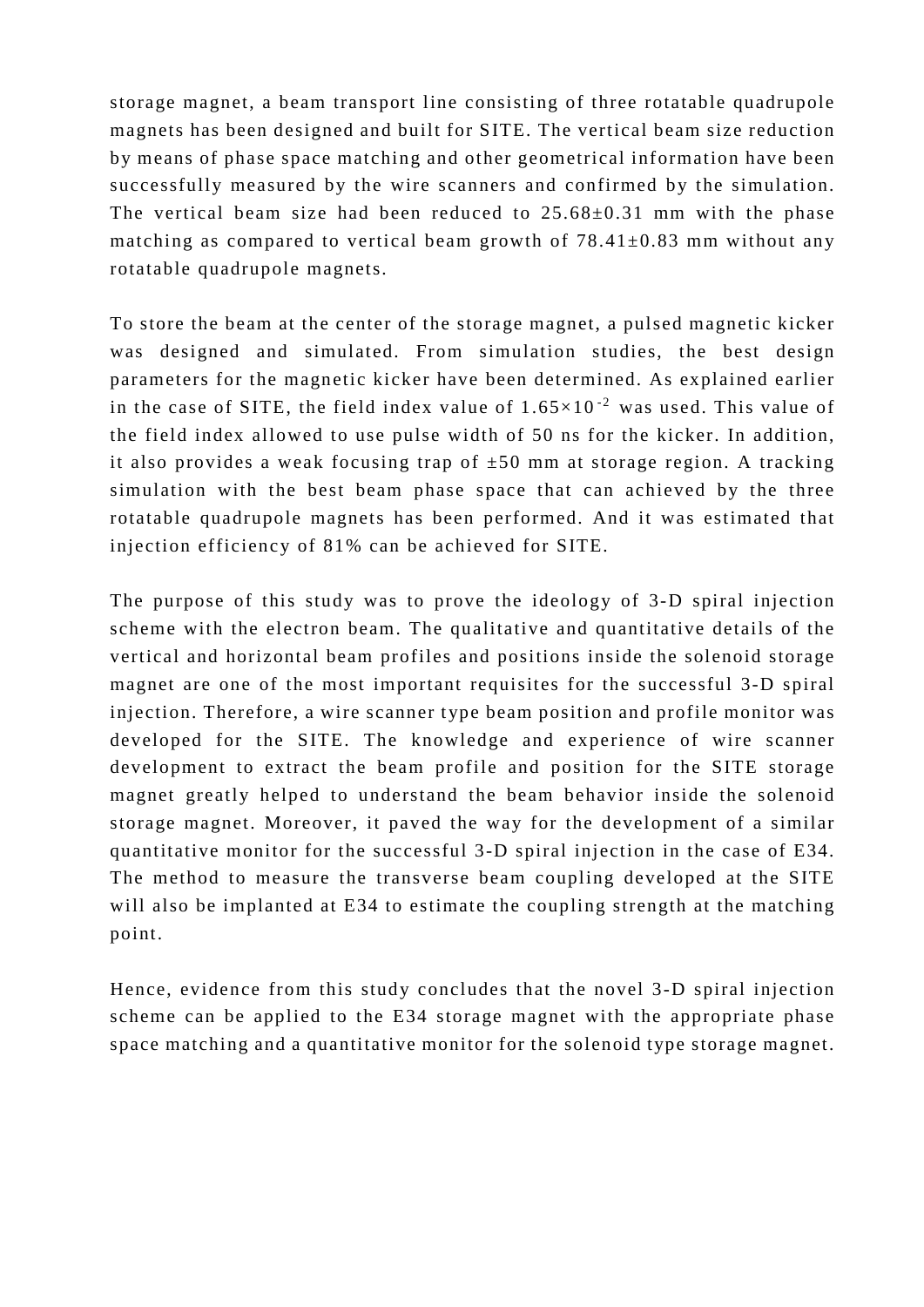storage magnet, a beam transport line consisting of three rotatable quadrupole magnets has been designed and built for SITE. The vertical beam size reduction by means of phase space matching and other geometrical information have been successfully measured by the wire scanners and confirmed by the simulation. The vertical beam size had been reduced to 25.68±0.31 mm with the phase matching as compared to vertical beam growth of 78.41±0.83 mm without any rotatable quadrupole magnets.

To store the beam at the center of the storage magnet, a pulsed magnetic kicker was designed and simulated. From simulation studies, the best design parameters for the magnetic kicker have been determined. As explained earlier in the case of SITE, the field index value of $1.65\times10^{-2}$ was used. This value of the field index allowed to use pulse width of 50 ns for the kicker. In addition, it also provides a weak focusing trap of ±50 mm at storage region. A tracking simulation with the best beam phase space that can achieved by the three rotatable quadrupole magnets has been performed. And it was estimated that injection efficiency of 81% can be achieved for SITE.

The purpose of this study was to prove the ideology of 3-D spiral injection scheme with the electron beam. The qualitative and quantitative details of the vertical and horizontal beam profiles and positions inside the solenoid storage magnet are one of the most important requisites for the successful 3-D spiral injection. Therefore, a wire scanner type beam position and profile monitor was developed for the SITE. The knowledge and experience of wire scanner development to extract the beam profile and position for the SITE storage magnet greatly helped to understand the beam behavior inside the solenoid storage magnet. Moreover, it paved the way for the development of a similar quantitative monitor for the successful 3-D spiral injection in the case of E34. The method to measure the transverse beam coupling developed at the SITE will also be implanted at E34 to estimate the coupling strength at the matching point.

Hence, evidence from this study concludes that the novel 3-D spiral injection scheme can be applied to the E34 storage magnet with the appropriate phase space matching and a quantitative monitor for the solenoid type storage magnet.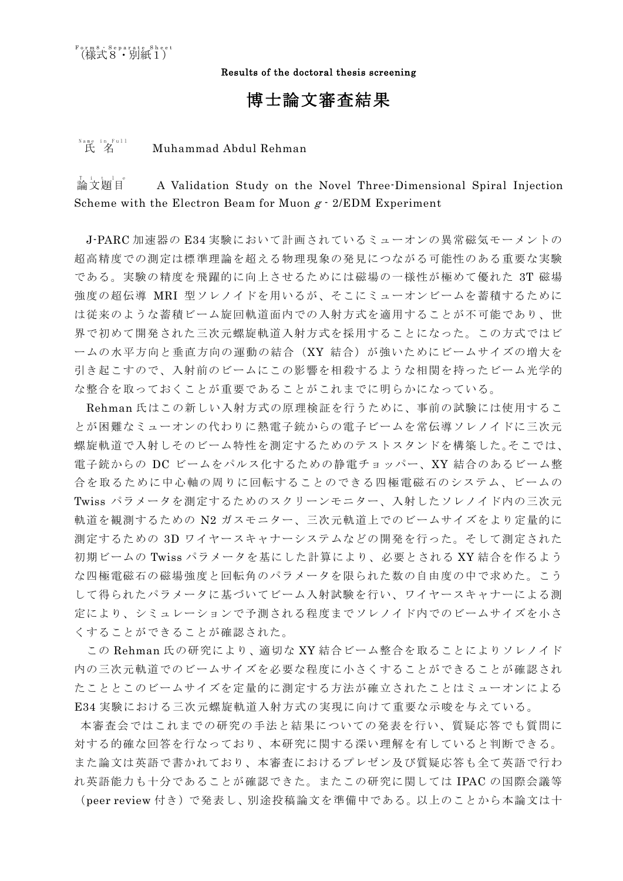Form8・Separate Sheet
（様式８・別紙１）

Results of the doctoral thesis screening

# 博士論文審査結果

氏　名（Name in Full）　Muhammad Abdul Rehman

論文題目（Title）　A Validation Study on the Novel Three-Dimensional Spiral Injection Scheme with the Electron Beam for Muon $g$ - 2/EDM Experiment

J-PARC加速器のE34実験において計画されているミューオンの異常磁気モーメントの超高精度での測定は標準理論を超える物理現象の発見につながる可能性のある重要な実験である。実験の精度を飛躍的に向上させるためには磁場の一様性が極めて優れた3T磁場強度の超伝導MRI型ソレノイドを用いるが、そこにミューオンビームを蓄積するためには従来のような蓄積ビーム旋回軌道面内での入射方式を適用することが不可能であり、世界で初めて開発された三次元螺旋軌道入射方式を採用することになった。この方式ではビームの水平方向と垂直方向の運動の結合（XY結合）が強いためにビームサイズの増大を引き起こすので、入射前のビームにこの影響を相殺するような相関を持ったビーム光学的な整合を取っておくことが重要であることがこれまでに明らかになっている。

Rehman氏はこの新しい入射方式の原理検証を行うために、事前の試験には使用することが困難なミューオンの代わりに熱電子銃からの電子ビームを常伝導ソレノイドに三次元螺旋軌道で入射しそのビーム特性を測定するためのテストスタンドを構築した。そこでは、電子銃からのDCビームをパルス化するための静電チョッパー、XY結合のあるビーム整合を取るために中心軸の周りに回転することのできる四極電磁石のシステム、ビームのTwissパラメータを測定するためのスクリーンモニター、入射したソレノイド内の三次元軌道を観測するためのN2ガスモニター、三次元軌道上でのビームサイズをより定量的に測定するための3Dワイヤースキャナーシステムなどの開発を行った。そして測定された初期ビームのTwissパラメータを基にした計算により、必要とされるXY結合を作るような四極電磁石の磁場強度と回転角のパラメータを限られた数の自由度の中で求めた。こうして得られたパラメータに基づいてビーム入射試験を行い、ワイヤースキャナーによる測定により、シミュレーションで予測される程度までソレノイド内でのビームサイズを小さくすることができることが確認された。

このRehman氏の研究により、適切なXY結合ビーム整合を取ることによりソレノイド内の三次元軌道でのビームサイズを必要な程度に小さくすることができることが確認されたこととこのビームサイズを定量的に測定する方法が確立されたことはミューオンによるE34実験における三次元螺旋軌道入射方式の実現に向けて重要な示唆を与えている。

本審査会ではこれまでの研究の手法と結果についての発表を行い、質疑応答でも質問に対する的確な回答を行なっており、本研究に関する深い理解を有していると判断できる。また論文は英語で書かれており、本審査におけるプレゼン及び質疑応答も全て英語で行われ英語能力も十分であることが確認できた。またこの研究に関してはIPACの国際会議等（peer review付き）で発表し、別途投稿論文を準備中である。以上のことから本論文は十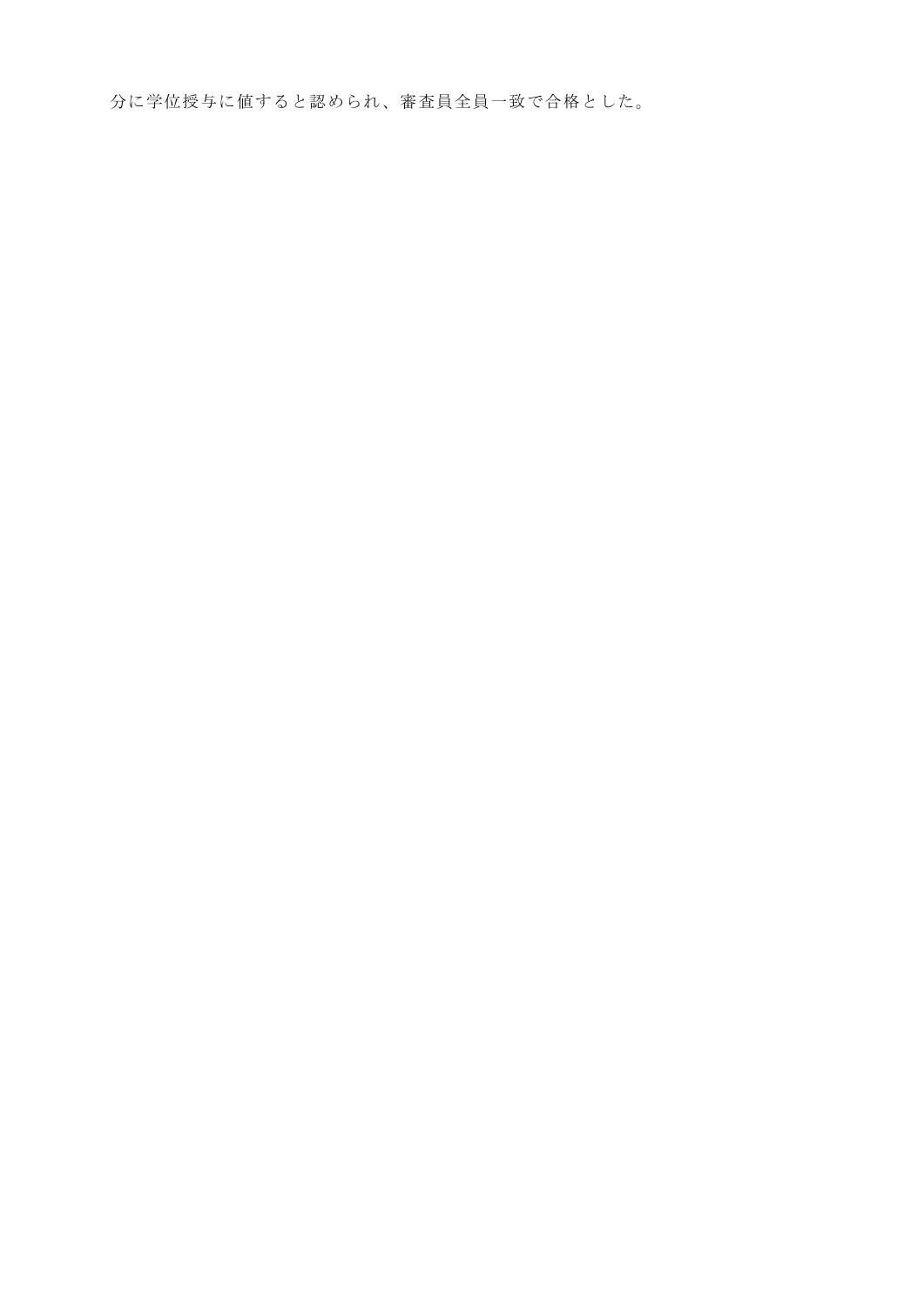分に学位授与に値すると認められ、審査員全員一致で合格とした。